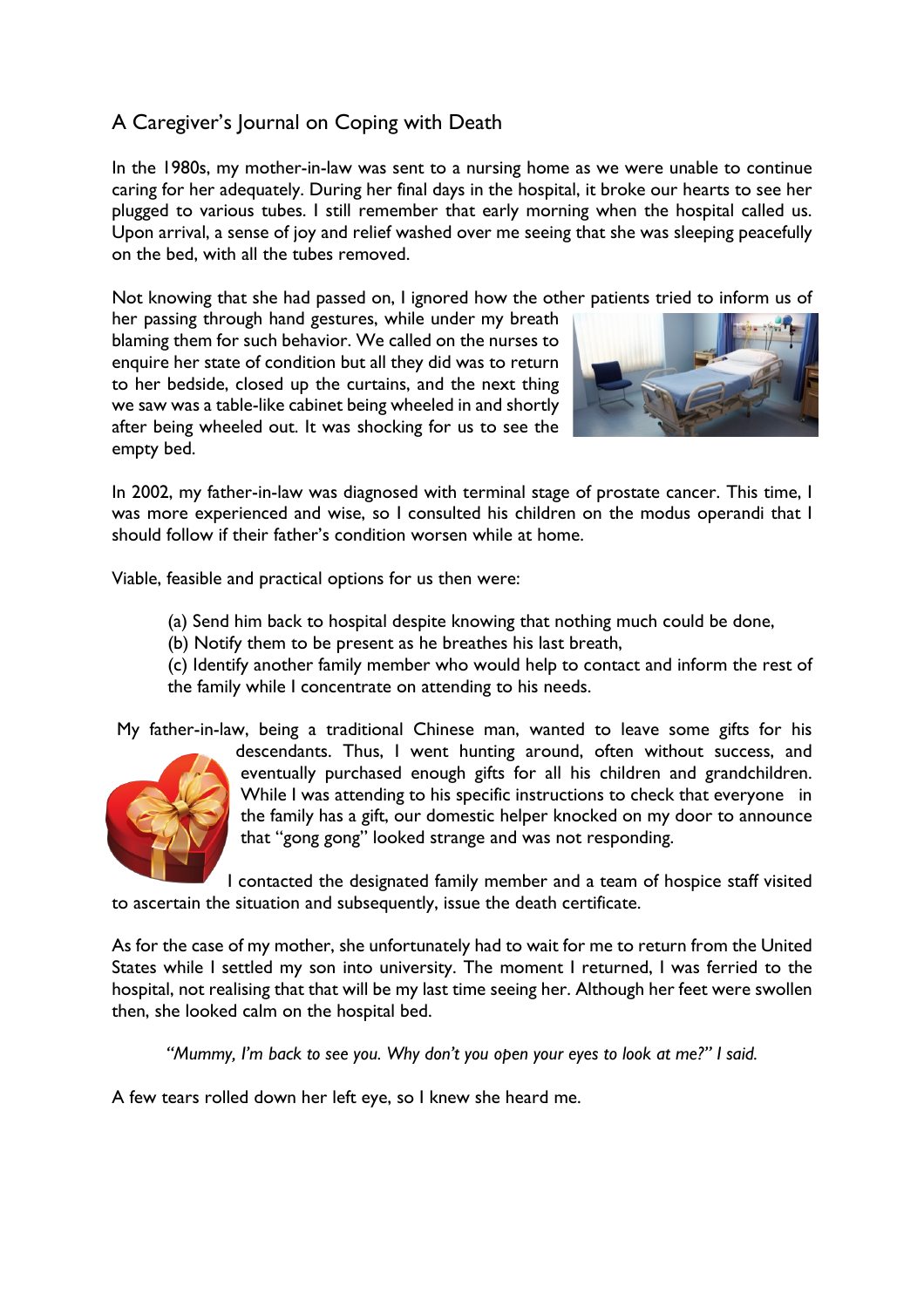# A Caregiver's Journal on Coping with Death

In the 1980s, my mother-in-law was sent to a nursing home as we were unable to continue caring for her adequately. During her final days in the hospital, it broke our hearts to see her plugged to various tubes. I still remember that early morning when the hospital called us. Upon arrival, a sense of joy and relief washed over me seeing that she was sleeping peacefully on the bed, with all the tubes removed.

Not knowing that she had passed on, I ignored how the other patients tried to inform us of her passing through hand gestures, while under my breath blaming them for such behavior. We called on the nurses to enquire her state of condition but all they did was to return to her bedside, closed up the curtains, and the next thing we saw was a table-like cabinet being wheeled in and shortly after being wheeled out. It was shocking for us to see the empty bed.

In 2002, my father-in-law was diagnosed with terminal stage of prostate cancer. This time, I was more experienced and wise, so I consulted his children on the modus operandi that I should follow if their father's condition worsen while at home.

Viable, feasible and practical options for us then were:

(a) Send him back to hospital despite knowing that nothing much could be done,
(b) Notify them to be present as he breathes his last breath,
(c) Identify another family member who would help to contact and inform the rest of the family while I concentrate on attending to his needs.

My father-in-law, being a traditional Chinese man, wanted to leave some gifts for his descendants. Thus, I went hunting around, often without success, and eventually purchased enough gifts for all his children and grandchildren. While I was attending to his specific instructions to check that everyone in the family has a gift, our domestic helper knocked on my door to announce that "gong gong" looked strange and was not responding.

I contacted the designated family member and a team of hospice staff visited to ascertain the situation and subsequently, issue the death certificate.

As for the case of my mother, she unfortunately had to wait for me to return from the United States while I settled my son into university. The moment I returned, I was ferried to the hospital, not realising that that will be my last time seeing her. Although her feet were swollen then, she looked calm on the hospital bed.

*"Mummy, I'm back to see you. Why don't you open your eyes to look at me?" I said.*

A few tears rolled down her left eye, so I knew she heard me.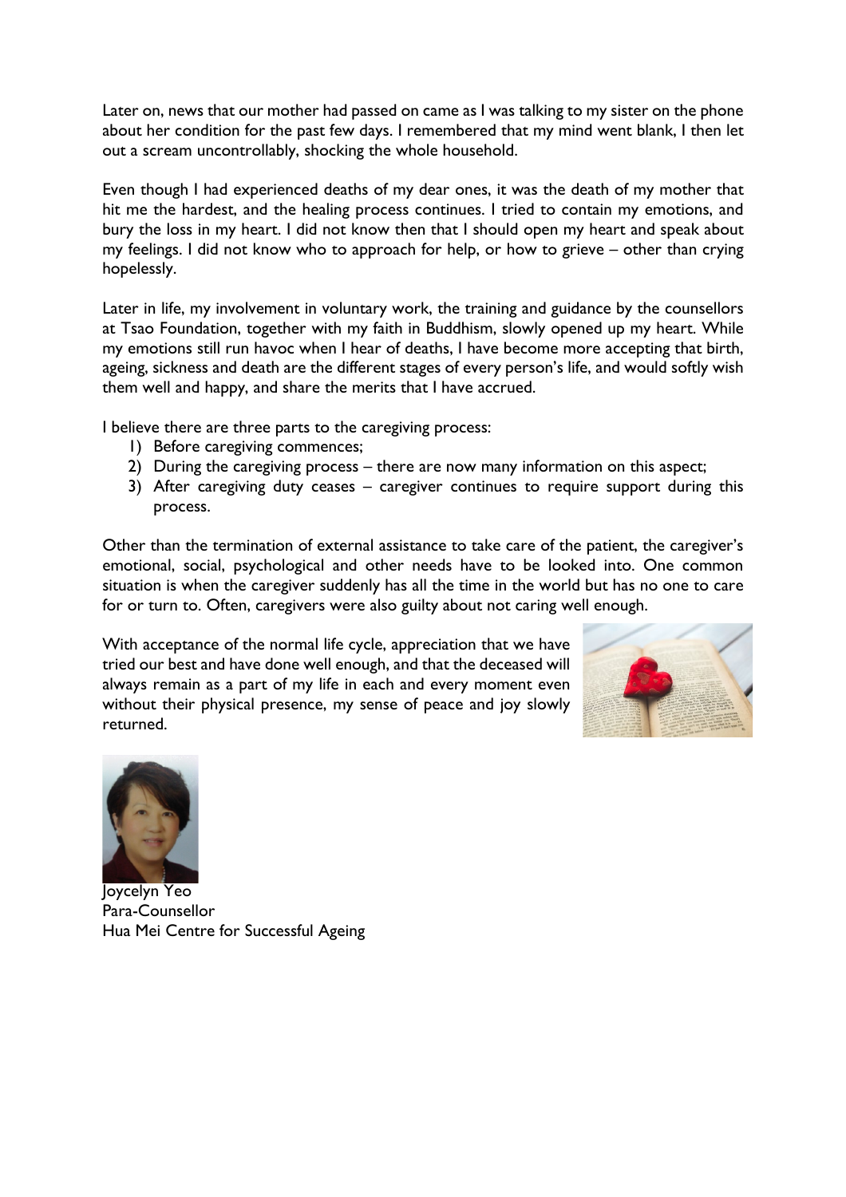Later on, news that our mother had passed on came as I was talking to my sister on the phone about her condition for the past few days. I remembered that my mind went blank, I then let out a scream uncontrollably, shocking the whole household.

Even though I had experienced deaths of my dear ones, it was the death of my mother that hit me the hardest, and the healing process continues. I tried to contain my emotions, and bury the loss in my heart. I did not know then that I should open my heart and speak about my feelings. I did not know who to approach for help, or how to grieve – other than crying hopelessly.

Later in life, my involvement in voluntary work, the training and guidance by the counsellors at Tsao Foundation, together with my faith in Buddhism, slowly opened up my heart. While my emotions still run havoc when I hear of deaths, I have become more accepting that birth, ageing, sickness and death are the different stages of every person's life, and would softly wish them well and happy, and share the merits that I have accrued.

I believe there are three parts to the caregiving process:

1) Before caregiving commences;
2) During the caregiving process – there are now many information on this aspect;
3) After caregiving duty ceases – caregiver continues to require support during this process.

Other than the termination of external assistance to take care of the patient, the caregiver's emotional, social, psychological and other needs have to be looked into. One common situation is when the caregiver suddenly has all the time in the world but has no one to care for or turn to. Often, caregivers were also guilty about not caring well enough.

With acceptance of the normal life cycle, appreciation that we have tried our best and have done well enough, and that the deceased will always remain as a part of my life in each and every moment even without their physical presence, my sense of peace and joy slowly returned.

Joycelyn Yeo
Para-Counsellor
Hua Mei Centre for Successful Ageing